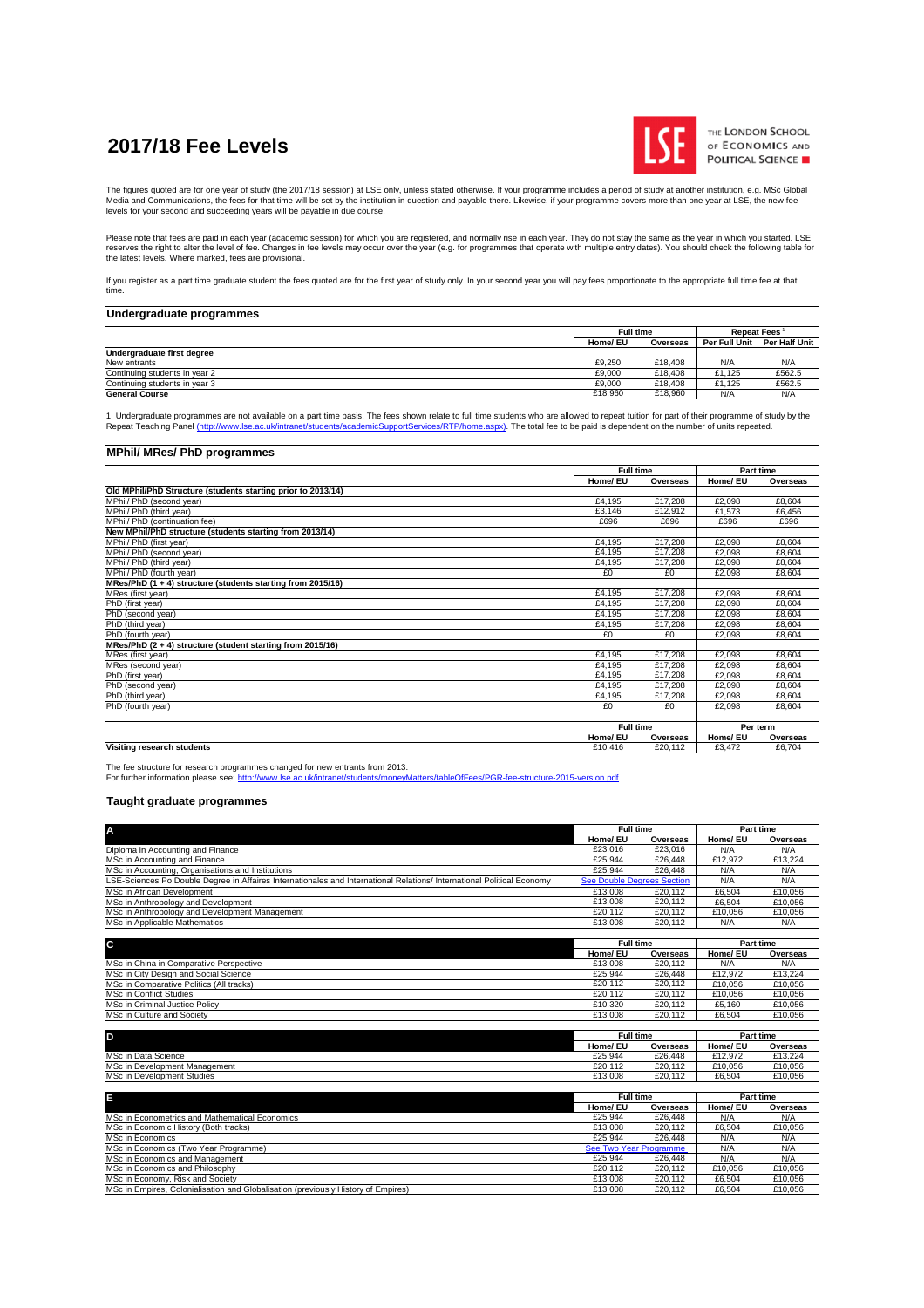# 2017/18 Fee Levels

THE LONDON SCHOOL OF ECONOMICS AND POLITICAL SCIENCE

The figures quoted are for one year of study (the 2017/18 session) at LSE only, unless stated otherwise. If your programme includes a period of study at another institution, e.g. MSc Global Media and Communications, the fees for that time will be set by the institution in question and payable there. Likewise, if your programme covers more than one year at LSE, the new fee levels for your second and succeeding years will be payable in due course.

Please note that fees are paid in each year (academic session) for which you are registered, and normally rise in each year. They do not stay the same as the year in which you started. LSE reserves the right to alter the level of fee. Changes in fee levels may occur over the year (e.g. for programmes that operate with multiple entry dates). You should check the following table for the latest levels. Where marked, fees are provisional.

If you register as a part time graduate student the fees quoted are for the first year of study only. In your second year you will pay fees proportionate to the appropriate full time fee at that time.

## Undergraduate programmes

| | Full time | | Repeat Fees[1] | |
|---|---|---|---|---|
| | Home/ EU | Overseas | Per Full Unit | Per Half Unit |
| **Undergraduate first degree** | | | | |
| New entrants | £9,250 | £18,408 | N/A | N/A |
| Continuing students in year 2 | £9,000 | £18,408 | £1,125 | £562.5 |
| Continuing students in year 3 | £9,000 | £18,408 | £1,125 | £562.5 |
| **General Course** | £18,960 | £18,960 | N/A | N/A |

1 Undergraduate programmes are not available on a part time basis. The fees shown relate to full time students who are allowed to repeat tuition for part of their programme of study by the Repeat Teaching Panel (http://www.lse.ac.uk/intranet/students/academicSupportServices/RTP/home.aspx). The total fee to be paid is dependent on the number of units repeated.

## MPhil/ MRes/ PhD programmes

| | Full time | | Part time | |
|---|---|---|---|---|
| | Home/ EU | Overseas | Home/ EU | Overseas |
| **Old MPhil/PhD Structure (students starting prior to 2013/14)** | | | | |
| MPhil/ PhD (second year) | £4,195 | £17,208 | £2,098 | £8,604 |
| MPhil/ PhD (third year) | £3,146 | £12,912 | £1,573 | £6,456 |
| MPhil/ PhD (continuation fee) | £696 | £696 | £696 | £696 |
| **New MPhil/PhD structure (students starting from 2013/14)** | | | | |
| MPhil/ PhD (first year) | £4,195 | £17,208 | £2,098 | £8,604 |
| MPhil/ PhD (second year) | £4,195 | £17,208 | £2,098 | £8,604 |
| MPhil/ PhD (third year) | £4,195 | £17,208 | £2,098 | £8,604 |
| MPhil/ PhD (fourth year) | £0 | £0 | £2,098 | £8,604 |
| **MRes/PhD (1 + 4) structure (students starting from 2015/16)** | | | | |
| MRes (first year) | £4,195 | £17,208 | £2,098 | £8,604 |
| PhD (first year) | £4,195 | £17,208 | £2,098 | £8,604 |
| PhD (second year) | £4,195 | £17,208 | £2,098 | £8,604 |
| PhD (third year) | £4,195 | £17,208 | £2,098 | £8,604 |
| PhD (fourth year) | £0 | £0 | £2,098 | £8,604 |
| **MRes/PhD (2 + 4) structure (student starting from 2015/16)** | | | | |
| MRes (first year) | £4,195 | £17,208 | £2,098 | £8,604 |
| MRes (second year) | £4,195 | £17,208 | £2,098 | £8,604 |
| PhD (first year) | £4,195 | £17,208 | £2,098 | £8,604 |
| PhD (second year) | £4,195 | £17,208 | £2,098 | £8,604 |
| PhD (third year) | £4,195 | £17,208 | £2,098 | £8,604 |
| PhD (fourth year) | £0 | £0 | £2,098 | £8,604 |
| | | | | |
| | Full time | | Per term | |
| | Home/ EU | Overseas | Home/ EU | Overseas |
| **Visiting research students** | £10,416 | £20,112 | £3,472 | £6,704 |

The fee structure for research programmes changed for new entrants from 2013.
For further information please see: http://www.lse.ac.uk/intranet/students/moneyMatters/tableOfFees/PGR-fee-structure-2015-version.pdf

## Taught graduate programmes

| A | Full time | | Part time | |
|---|---|---|---|---|
| | Home/ EU | Overseas | Home/ EU | Overseas |
| Diploma in Accounting and Finance | £23,016 | £23,016 | N/A | N/A |
| MSc in Accounting and Finance | £25,944 | £26,448 | £12,972 | £13,224 |
| MSc in Accounting, Organisations and Institutions | £25,944 | £26,448 | N/A | N/A |
| LSE-Sciences Po Double Degree in Affaires Internationales and International Relations/ International Political Economy | See Double Degrees Section | | N/A | N/A |
| MSc in African Development | £13,008 | £20,112 | £6,504 | £10,056 |
| MSc in Anthropology and Development | £13,008 | £20,112 | £6,504 | £10,056 |
| MSc in Anthropology and Development Management | £20,112 | £20,112 | £10,056 | £10,056 |
| MSc in Applicable Mathematics | £13,008 | £20,112 | N/A | N/A |

| C | Full time | | Part time | |
|---|---|---|---|---|
| | Home/ EU | Overseas | Home/ EU | Overseas |
| MSc in China in Comparative Perspective | £13,008 | £20,112 | N/A | N/A |
| MSc in City Design and Social Science | £25,944 | £26,448 | £12,972 | £13,224 |
| MSc in Comparative Politics (All tracks) | £20,112 | £20,112 | £10,056 | £10,056 |
| MSc in Conflict Studies | £20,112 | £20,112 | £10,056 | £10,056 |
| MSc in Criminal Justice Policy | £10,320 | £20,112 | £5,160 | £10,056 |
| MSc in Culture and Society | £13,008 | £20,112 | £6,504 | £10,056 |

| D | Full time | | Part time | |
|---|---|---|---|---|
| | Home/ EU | Overseas | Home/ EU | Overseas |
| MSc in Data Science | £25,944 | £26,448 | £12,972 | £13,224 |
| MSc in Development Management | £20,112 | £20,112 | £10,056 | £10,056 |
| MSc in Development Studies | £13,008 | £20,112 | £6,504 | £10,056 |

| E | Full time | | Part time | |
|---|---|---|---|---|
| | Home/ EU | Overseas | Home/ EU | Overseas |
| MSc in Econometrics and Mathematical Economics | £25,944 | £26,448 | N/A | N/A |
| MSc in Economic History (Both tracks) | £13,008 | £20,112 | £6,504 | £10,056 |
| MSc in Economics | £25,944 | £26,448 | N/A | N/A |
| MSc in Economics (Two Year Programme) | See Two Year Programme | | N/A | N/A |
| MSc in Economics and Management | £25,944 | £26,448 | N/A | N/A |
| MSc in Economics and Philosophy | £20,112 | £20,112 | £10,056 | £10,056 |
| MSc in Economy, Risk and Society | £13,008 | £20,112 | £6,504 | £10,056 |
| MSc in Empires, Colonialisation and Globalisation (previously History of Empires) | £13,008 | £20,112 | £6,504 | £10,056 |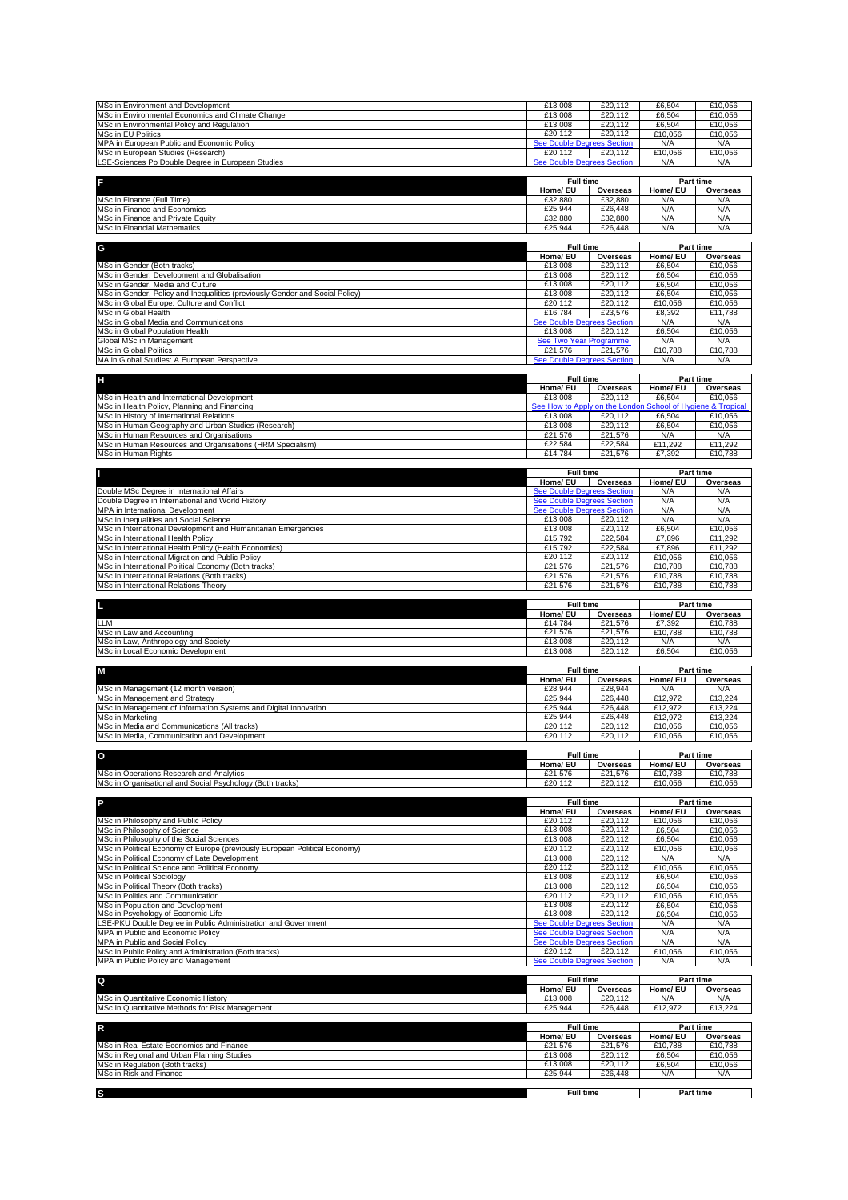| | Full time | | Part time | |
|---|---|---|---|---|
| MSc in Environment and Development | £13,008 | £20,112 | £6,504 | £10,056 |
| MSc in Environmental Economics and Climate Change | £13,008 | £20,112 | £6,504 | £10,056 |
| MSc in Environmental Policy and Regulation | £13,008 | £20,112 | £6,504 | £10,056 |
| MSc in EU Politics | £20,112 | £20,112 | £10,056 | £10,056 |
| MPA in European Public and Economic Policy | See Double Degrees Section | | N/A | N/A |
| MSc in European Studies (Research) | £20,112 | £20,112 | £10,056 | £10,056 |
| LSE-Sciences Po Double Degree in European Studies | See Double Degrees Section | | N/A | N/A |

| F | Full time | | Part time | |
|---|---|---|---|---|
| | Home/ EU | Overseas | Home/ EU | Overseas |
| MSc in Finance (Full Time) | £32,880 | £32,880 | N/A | N/A |
| MSc in Finance and Economics | £25,944 | £26,448 | N/A | N/A |
| MSc in Finance and Private Equity | £32,880 | £32,880 | N/A | N/A |
| MSc in Financial Mathematics | £25,944 | £26,448 | N/A | N/A |

| G | Full time | | Part time | |
|---|---|---|---|---|
| | Home/ EU | Overseas | Home/ EU | Overseas |
| MSc in Gender (Both tracks) | £13,008 | £20,112 | £6,504 | £10,056 |
| MSc in Gender, Development and Globalisation | £13,008 | £20,112 | £6,504 | £10,056 |
| MSc in Gender, Media and Culture | £13,008 | £20,112 | £6,504 | £10,056 |
| MSc in Gender, Policy and Inequalities (previously Gender and Social Policy) | £13,008 | £20,112 | £6,504 | £10,056 |
| MSc in Global Europe: Culture and Conflict | £20,112 | £20,112 | £10,056 | £10,056 |
| MSc in Global Health | £16,784 | £23,576 | £8,392 | £11,788 |
| MSc in Global Media and Communications | See Double Degrees Section | | N/A | N/A |
| MSc in Global Population Health | £13,008 | £20,112 | £6,504 | £10,056 |
| Global MSc in Management | See Two Year Programme | | N/A | N/A |
| MSc in Global Politics | £21,576 | £21,576 | £10,788 | £10,788 |
| MA in Global Studies: A European Perspective | See Double Degrees Section | | N/A | N/A |

| H | Full time | | Part time | |
|---|---|---|---|---|
| | Home/ EU | Overseas | Home/ EU | Overseas |
| MSc in Health and International Development | £13,008 | £20,112 | £6,504 | £10,056 |
| MSc in Health Policy, Planning and Financing | See How to Apply on the London School of Hygiene & Tropical | | | |
| MSc in History of International Relations | £13,008 | £20,112 | £6,504 | £10,056 |
| MSc in Human Geography and Urban Studies (Research) | £13,008 | £20,112 | £6,504 | £10,056 |
| MSc in Human Resources and Organisations | £21,576 | £21,576 | N/A | N/A |
| MSc in Human Resources and Organisations (HRM Specialism) | £22,584 | £22,584 | £11,292 | £11,292 |
| MSc in Human Rights | £14,784 | £21,576 | £7,392 | £10,788 |

| I | Full time | | Part time | |
|---|---|---|---|---|
| | Home/ EU | Overseas | Home/ EU | Overseas |
| Double MSc Degree in International Affairs | See Double Degrees Section | | N/A | N/A |
| Double Degree in International and World History | See Double Degrees Section | | N/A | N/A |
| MPA in International Development | See Double Degrees Section | | N/A | N/A |
| MSc in Inequalities and Social Science | £13,008 | £20,112 | N/A | N/A |
| MSc in International Development and Humanitarian Emergencies | £13,008 | £20,112 | £6,504 | £10,056 |
| MSc in International Health Policy | £15,792 | £22,584 | £7,896 | £11,292 |
| MSc in International Health Policy (Health Economics) | £15,792 | £22,584 | £7,896 | £11,292 |
| MSc in International Migration and Public Policy | £20,112 | £20,112 | £10,056 | £10,056 |
| MSc in International Political Economy (Both tracks) | £21,576 | £21,576 | £10,788 | £10,788 |
| MSc in International Relations (Both tracks) | £21,576 | £21,576 | £10,788 | £10,788 |
| MSc in International Relations Theory | £21,576 | £21,576 | £10,788 | £10,788 |

| L | Full time | | Part time | |
|---|---|---|---|---|
| | Home/ EU | Overseas | Home/ EU | Overseas |
| LLM | £14,784 | £21,576 | £7,392 | £10,788 |
| MSc in Law and Accounting | £21,576 | £21,576 | £10,788 | £10,788 |
| MSc in Law, Anthropology and Society | £13,008 | £20,112 | N/A | N/A |
| MSc in Local Economic Development | £13,008 | £20,112 | £6,504 | £10,056 |

| M | Full time | | Part time | |
|---|---|---|---|---|
| | Home/ EU | Overseas | Home/ EU | Overseas |
| MSc in Management (12 month version) | £28,944 | £28,944 | N/A | N/A |
| MSc in Management and Strategy | £25,944 | £26,448 | £12,972 | £13,224 |
| MSc in Management of Information Systems and Digital Innovation | £25,944 | £26,448 | £12,972 | £13,224 |
| MSc in Marketing | £25,944 | £26,448 | £12,972 | £13,224 |
| MSc in Media and Communications (All tracks) | £20,112 | £20,112 | £10,056 | £10,056 |
| MSc in Media, Communication and Development | £20,112 | £20,112 | £10,056 | £10,056 |

| O | Full time | | Part time | |
|---|---|---|---|---|
| | Home/ EU | Overseas | Home/ EU | Overseas |
| MSc in Operations Research and Analytics | £21,576 | £21,576 | £10,788 | £10,788 |
| MSc in Organisational and Social Psychology (Both tracks) | £20,112 | £20,112 | £10,056 | £10,056 |

| P | Full time | | Part time | |
|---|---|---|---|---|
| | Home/ EU | Overseas | Home/ EU | Overseas |
| MSc in Philosophy and Public Policy | £20,112 | £20,112 | £10,056 | £10,056 |
| MSc in Philosophy of Science | £13,008 | £20,112 | £6,504 | £10,056 |
| MSc in Philosophy of the Social Sciences | £13,008 | £20,112 | £6,504 | £10,056 |
| MSc in Political Economy of Europe (previously European Political Economy) | £20,112 | £20,112 | £10,056 | £10,056 |
| MSc in Political Economy of Late Development | £13,008 | £20,112 | N/A | N/A |
| MSc in Political Science and Political Economy | £20,112 | £20,112 | £10,056 | £10,056 |
| MSc in Political Sociology | £13,008 | £20,112 | £6,504 | £10,056 |
| MSc in Political Theory (Both tracks) | £13,008 | £20,112 | £6,504 | £10,056 |
| MSc in Politics and Communication | £20,112 | £20,112 | £10,056 | £10,056 |
| MSc in Population and Development | £13,008 | £20,112 | £6,504 | £10,056 |
| MSc in Psychology of Economic Life | £13,008 | £20,112 | £6,504 | £10,056 |
| LSE-PKU Double Degree in Public Administration and Government | See Double Degrees Section | | N/A | N/A |
| MPA in Public and Economic Policy | See Double Degrees Section | | N/A | N/A |
| MPA in Public and Social Policy | See Double Degrees Section | | N/A | N/A |
| MSc in Public Policy and Administration (Both tracks) | £20,112 | £20,112 | £10,056 | £10,056 |
| MPA in Public Policy and Management | See Double Degrees Section | | N/A | N/A |

| Q | Full time | | Part time | |
|---|---|---|---|---|
| | Home/ EU | Overseas | Home/ EU | Overseas |
| MSc in Quantitative Economic History | £13,008 | £20,112 | N/A | N/A |
| MSc in Quantitative Methods for Risk Management | £25,944 | £26,448 | £12,972 | £13,224 |

| R | Full time | | Part time | |
|---|---|---|---|---|
| | Home/ EU | Overseas | Home/ EU | Overseas |
| MSc in Real Estate Economics and Finance | £21,576 | £21,576 | £10,788 | £10,788 |
| MSc in Regional and Urban Planning Studies | £13,008 | £20,112 | £6,504 | £10,056 |
| MSc in Regulation (Both tracks) | £13,008 | £20,112 | £6,504 | £10,056 |
| MSc in Risk and Finance | £25,944 | £26,448 | N/A | N/A |

| S | Full time | | Part time | |
|---|---|---|---|---|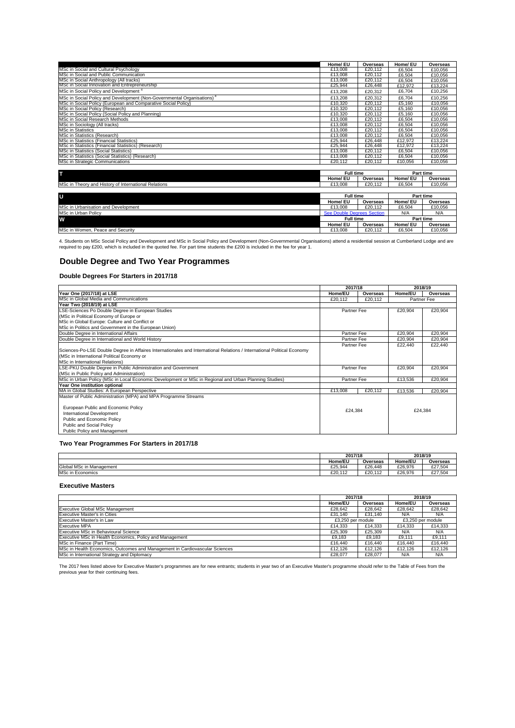| | Home/ EU | Overseas | Home/ EU | Overseas |
|---|---|---|---|---|
| MSc in Social and Cultural Psychology | £13,008 | £20,112 | £6,504 | £10,056 |
| MSc in Social and Public Communication | £13,008 | £20,112 | £6,504 | £10,056 |
| MSc in Social Anthropology (All tracks) | £13,008 | £20,112 | £6,504 | £10,056 |
| MSc in Social Innovation and Entrepreneurship | £25,944 | £26,448 | £12,972 | £13,224 |
| MSc in Social Policy and Development [4] | £13,208 | £20,312 | £6,704 | £10,256 |
| MSc in Social Policy and Development (Non-Governmental Organisations) [4] | £13,208 | £20,312 | £6,704 | £10,256 |
| MSc in Social Policy (European and Comparative Social Policy) | £10,320 | £20,112 | £5,160 | £10,056 |
| MSc in Social Policy (Research) | £10,320 | £20,112 | £5,160 | £10,056 |
| MSc in Social Policy (Social Policy and Planning) | £10,320 | £20,112 | £5,160 | £10,056 |
| MSc in Social Research Methods | £13,008 | £20,112 | £6,504 | £10,056 |
| MSc in Sociology (All tracks) | £13,008 | £20,112 | £6,504 | £10,056 |
| MSc in Statistics | £13,008 | £20,112 | £6,504 | £10,056 |
| MSc in Statistics (Research) | £13,008 | £20,112 | £6,504 | £10,056 |
| MSc in Statistics (Financial Statistics) | £25,944 | £26,448 | £12,972 | £13,224 |
| MSc in Statistics (Financial Statistics) (Research) | £25,944 | £26,448 | £12,972 | £13,224 |
| MSc in Statistics (Social Statistics) | £13,008 | £20,112 | £6,504 | £10,056 |
| MSc in Statistics (Social Statistics) (Research) | £13,008 | £20,112 | £6,504 | £10,056 |
| MSc in Strategic Communications | £20,112 | £20,112 | £10,056 | £10,056 |

| T | Full time | | Part time | |
|---|---|---|---|---|
| | Home/ EU | Overseas | Home/ EU | Overseas |
| MSc in Theory and History of International Relations | £13,008 | £20,112 | £6,504 | £10,056 |

| U | Full time | | Part time | |
|---|---|---|---|---|
| | Home/ EU | Overseas | Home/ EU | Overseas |
| MSc in Urbanisation and Development | £13,008 | £20,112 | £6,504 | £10,056 |
| MSc in Urban Policy | See Double Degrees Section | | N/A | N/A |
| **W** | **Full time** | | **Part time** | |
| | Home/ EU | Overseas | Home/ EU | Overseas |
| MSc in Women, Peace and Security | £13,008 | £20,112 | £6,504 | £10,056 |

4. Students on MSc Social Policy and Development and MSc in Social Policy and Development (Non-Governmental Organisations) attend a residential session at Cumberland Lodge and are required to pay £200, which is included in the quoted fee. For part time students the £200 is included in the fee for year 1.

# Double Degree and Two Year Programmes

### Double Degrees For Starters in 2017/18

| | 2017/18 | | 2018/19 | |
|---|---|---|---|---|
| **Year One (2017/18) at LSE** | **Home/EU** | **Overseas** | **Home/EU** | **Overseas** |
| MSc in Global Media and Communications | £20,112 | £20,112 | Partner Fee | |
| **Year Two (2018/19) at LSE** | | | | |
| LSE-Sciences Po Double Degree in European Studies (MSc in Political Economy of Europe or MSc in Global Europe: Culture and Conflict or MSc in Politics and Government in the European Union) | Partner Fee | | £20,904 | £20,904 |
| Double Degree in International Affairs | Partner Fee | | £20,904 | £20,904 |
| Double Degree in International and World History | Partner Fee | | £20,904 | £20,904 |
| Sciences-Po-LSE Double Degree in Affaires Internationales and International Relations / International Political Economy (MSc in International Political Economy or MSc in International Relations) | Partner Fee | | £22,440 | £22,440 |
| LSE-PKU Double Degree in Public Administration and Government (MSc in Public Policy and Administration) | Partner Fee | | £20,904 | £20,904 |
| MSc in Urban Policy (MSc in Local Economic Development or MSc in Regional and Urban Planning Studies) | Partner Fee | | £13,536 | £20,904 |
| **Year One institution optional** | | | | |
| MA in Global Studies: A European Perspective | £13,008 | £20,112 | £13,536 | £20,904 |
| Master of Public Administration (MPA) and MPA Programme Streams: European Public and Economic Policy; International Development; Public and Economic Policy; Public and Social Policy; Public Policy and Management | £24,384 | | £24,384 | |

### Two Year Programmes For Starters in 2017/18

| | 2017/18 | | 2018/19 | |
|---|---|---|---|---|
| | **Home/EU** | **Overseas** | **Home/EU** | **Overseas** |
| Global MSc in Management | £25,944 | £26,448 | £26,976 | £27,504 |
| MSc in Economics | £20,112 | £20,112 | £26,976 | £27,504 |

### Executive Masters

| | 2017/18 | | 2018/19 | |
|---|---|---|---|---|
| | **Home/EU** | **Overseas** | **Home/EU** | **Overseas** |
| Executive Global MSc Management | £28,642 | £28,642 | £28,642 | £28,642 |
| Executive Master's in Cities | £31,140 | £31,140 | N/A | N/A |
| Executive Master's in Law | £3,250 per module | | £3,250 per module | |
| Executive MPA | £14,333 | £14,333 | £14,333 | £14,333 |
| Executive MSc in Behavioural Science | £25,309 | £25,309 | N/A | N/A |
| Executive MSc in Health Economics, Policy and Management | £9,183 | £9,183 | £9,111 | £9,111 |
| MSc in Finance (Part Time) | £16,440 | £16,440 | £16,440 | £16,440 |
| MSc in Health Economics, Outcomes and Management in Cardiovascular Sciences | £12,126 | £12,126 | £12,126 | £12,126 |
| MSc in International Strategy and Diplomacy | £28,077 | £28,077 | N/A | N/A |

The 2017 fees listed above for Executive Master's programmes are for new entrants; students in year two of an Executive Master's programme should refer to the Table of Fees from the previous year for their continuing fees.